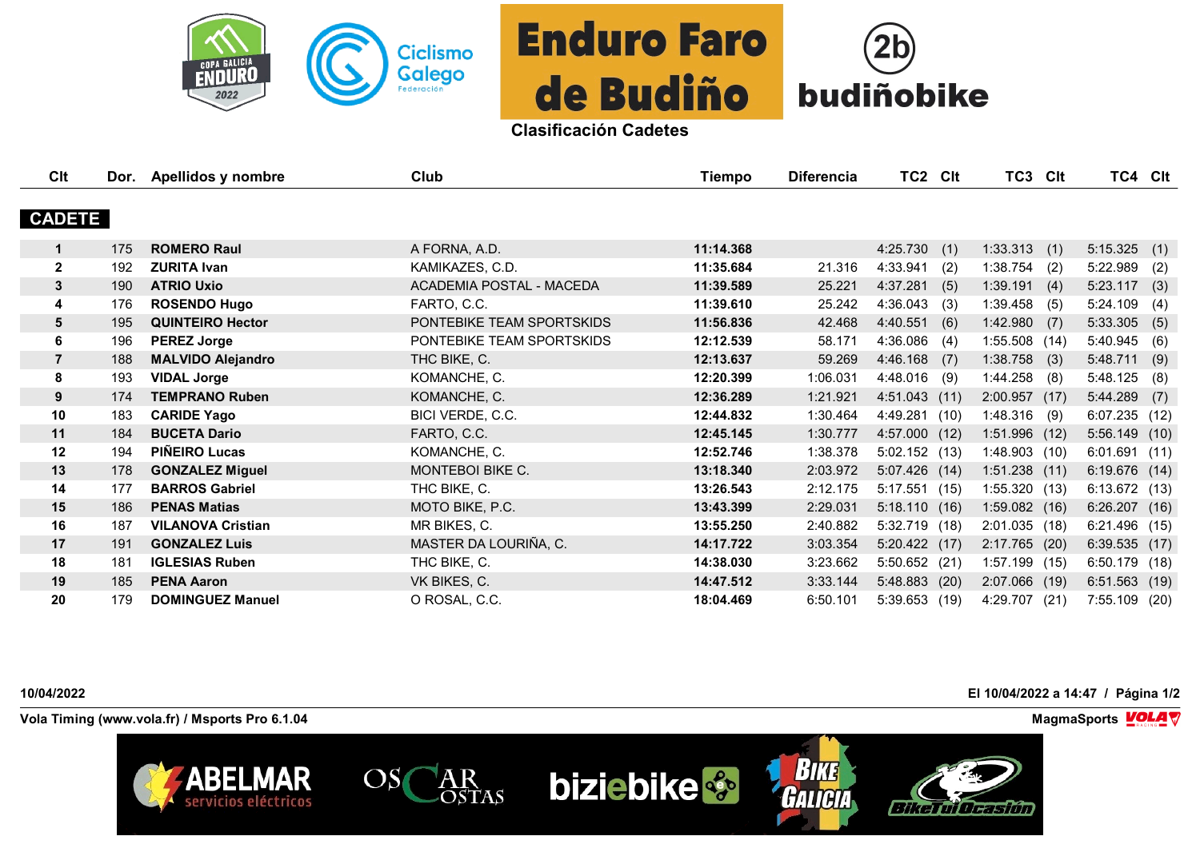# Enduro Faro de Budiño

budiñobike

## Clasificación Cadetes

| Clt | Dor. | Apellidos y nombre | Club | Tiempo | Diferencia | TC2 | Clt | TC3 | Clt | TC4 | Clt |
|---|---|---|---|---|---|---|---|---|---|---|---|
| **CADETE** | | | | | | | | | | | |
| **1** | 175 | **ROMERO Raul** | A FORNA, A.D. | **11:14.368** | | 4:25.730 | (1) | 1:33.313 | (1) | 5:15.325 | (1) |
| **2** | 192 | **ZURITA Ivan** | KAMIKAZES, C.D. | **11:35.684** | 21.316 | 4:33.941 | (2) | 1:38.754 | (2) | 5:22.989 | (2) |
| **3** | 190 | **ATRIO Uxio** | ACADEMIA POSTAL - MACEDA | **11:39.589** | 25.221 | 4:37.281 | (5) | 1:39.191 | (4) | 5:23.117 | (3) |
| **4** | 176 | **ROSENDO Hugo** | FARTO, C.C. | **11:39.610** | 25.242 | 4:36.043 | (3) | 1:39.458 | (5) | 5:24.109 | (4) |
| **5** | 195 | **QUINTEIRO Hector** | PONTEBIKE TEAM SPORTSKIDS | **11:56.836** | 42.468 | 4:40.551 | (6) | 1:42.980 | (7) | 5:33.305 | (5) |
| **6** | 196 | **PEREZ Jorge** | PONTEBIKE TEAM SPORTSKIDS | **12:12.539** | 58.171 | 4:36.086 | (4) | 1:55.508 | (14) | 5:40.945 | (6) |
| **7** | 188 | **MALVIDO Alejandro** | THC BIKE, C. | **12:13.637** | 59.269 | 4:46.168 | (7) | 1:38.758 | (3) | 5:48.711 | (9) |
| **8** | 193 | **VIDAL Jorge** | KOMANCHE, C. | **12:20.399** | 1:06.031 | 4:48.016 | (9) | 1:44.258 | (8) | 5:48.125 | (8) |
| **9** | 174 | **TEMPRANO Ruben** | KOMANCHE, C. | **12:36.289** | 1:21.921 | 4:51.043 | (11) | 2:00.957 | (17) | 5:44.289 | (7) |
| **10** | 183 | **CARIDE Yago** | BICI VERDE, C.C. | **12:44.832** | 1:30.464 | 4:49.281 | (10) | 1:48.316 | (9) | 6:07.235 | (12) |
| **11** | 184 | **BUCETA Dario** | FARTO, C.C. | **12:45.145** | 1:30.777 | 4:57.000 | (12) | 1:51.996 | (12) | 5:56.149 | (10) |
| **12** | 194 | **PIÑEIRO Lucas** | KOMANCHE, C. | **12:52.746** | 1:38.378 | 5:02.152 | (13) | 1:48.903 | (10) | 6:01.691 | (11) |
| **13** | 178 | **GONZALEZ Miguel** | MONTEBOI BIKE C. | **13:18.340** | 2:03.972 | 5:07.426 | (14) | 1:51.238 | (11) | 6:19.676 | (14) |
| **14** | 177 | **BARROS Gabriel** | THC BIKE, C. | **13:26.543** | 2:12.175 | 5:17.551 | (15) | 1:55.320 | (13) | 6:13.672 | (13) |
| **15** | 186 | **PENAS Matias** | MOTO BIKE, P.C. | **13:43.399** | 2:29.031 | 5:18.110 | (16) | 1:59.082 | (16) | 6:26.207 | (16) |
| **16** | 187 | **VILANOVA Cristian** | MR BIKES, C. | **13:55.250** | 2:40.882 | 5:32.719 | (18) | 2:01.035 | (18) | 6:21.496 | (15) |
| **17** | 191 | **GONZALEZ Luis** | MASTER DA LOURIÑA, C. | **14:17.722** | 3:03.354 | 5:20.422 | (17) | 2:17.765 | (20) | 6:39.535 | (17) |
| **18** | 181 | **IGLESIAS Ruben** | THC BIKE, C. | **14:38.030** | 3:23.662 | 5:50.652 | (21) | 1:57.199 | (15) | 6:50.179 | (18) |
| **19** | 185 | **PENA Aaron** | VK BIKES, C. | **14:47.512** | 3:33.144 | 5:48.883 | (20) | 2:07.066 | (19) | 6:51.563 | (19) |
| **20** | 179 | **DOMINGUEZ Manuel** | O ROSAL, C.C. | **18:04.469** | 6:50.101 | 5:39.653 | (19) | 4:29.707 | (21) | 7:55.109 | (20) |

**10/04/2022** **El 10/04/2022 a 14:47**

**Vola Timing (www.vola.fr) / Msports Pro 6.1.04** **MagmaSports**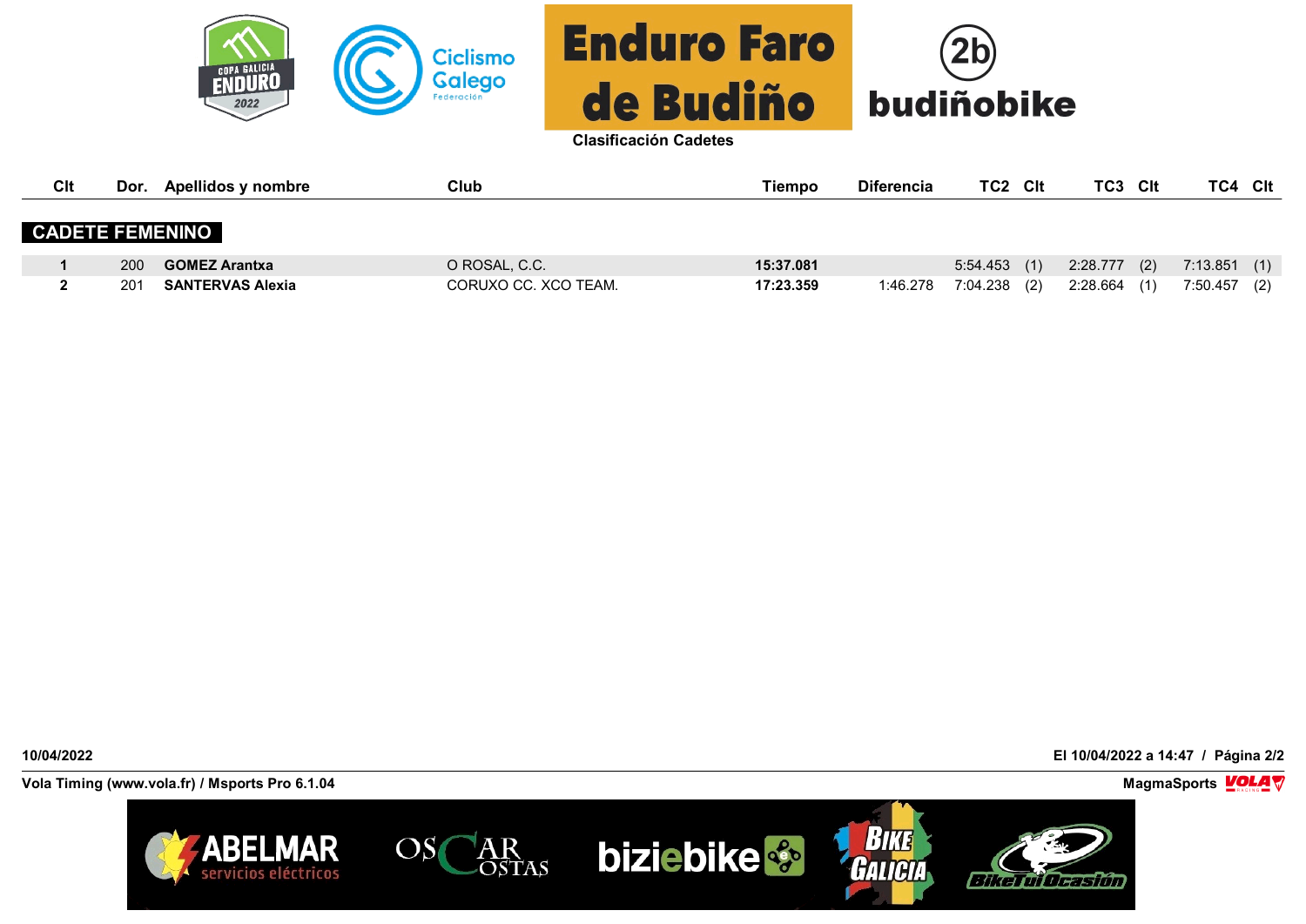# Enduro Faro de Budiño

**Clasificación Cadetes**

| Clt | Dor. | Apellidos y nombre | Club | Tiempo | Diferencia | TC2 | Clt | TC3 | Clt | TC4 | Clt |
|---|---|---|---|---|---|---|---|---|---|---|---|
| **CADETE FEMENINO** | | | | | | | | | | | |
| **1** | 200 | **GOMEZ Arantxa** | O ROSAL, C.C. | **15:37.081** | | 5:54.453 | (1) | 2:28.777 | (2) | 7:13.851 | (1) |
| **2** | 201 | **SANTERVAS Alexia** | CORUXO CC. XCO TEAM. | **17:23.359** | 1:46.278 | 7:04.238 | (2) | 2:28.664 | (1) | 7:50.457 | (2) |

**10/04/2022**

**El 10/04/2022 a 14:47**

**Vola Timing (www.vola.fr) / Msports Pro 6.1.04**

**MagmaSports**